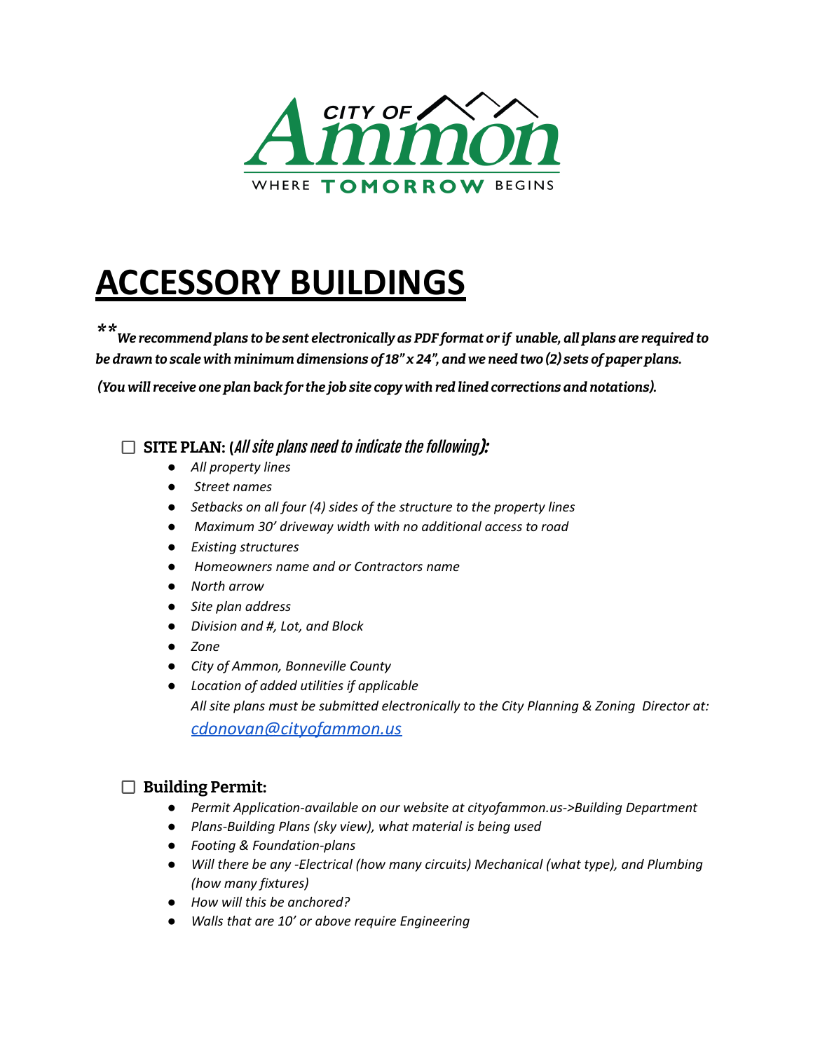CITY OF Ammon

WHERE TOMORROW BEGINS

# ACCESSORY BUILDINGS

***\*\*We recommend plans to be sent electronically as PDF format or if unable, all plans are required to be drawn to scale with minimum dimensions of 18" x 24", and we need two (2) sets of paper plans.***

***(You will receive one plan back for the job site copy with red lined corrections and notations).***

☐ **SITE PLAN: (*All site plans need to indicate the following*):**

- *All property lines*
- *Street names*
- *Setbacks on all four (4) sides of the structure to the property lines*
- *Maximum 30' driveway width with no additional access to road*
- *Existing structures*
- *Homeowners name and Contractors name*
- *North arrow*
- *Site plan address*
- *Division and #, Lot, and Block*
- *Zone*
- *City of Ammon, Bonneville County*
- *Location of added utilities if applicable*

  *All site plans must be submitted electronically to the City Planning & Zoning Director at:* *cdonovan@cityofammon.us*

☐ **Building Permit:**

- *Permit Application-available on our website at cityofammon.us->Building Department*
- *Plans-Building Plans (sky view), what material is being used*
- *Footing & Foundation-plans*
- *Will there be any -Electrical (how many circuits) Mechanical (what type), and Plumbing (how many fixtures)*
- *How will this be anchored?*
- *Walls that are 10' or above require Engineering*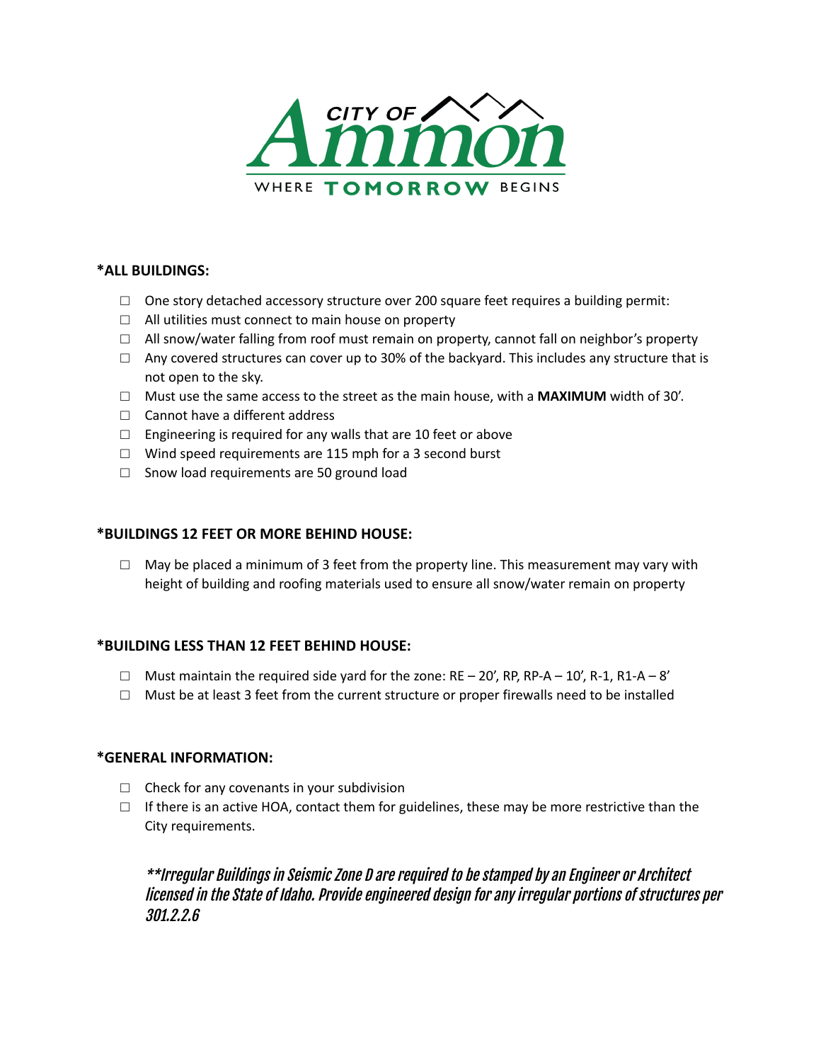CITY OF **Ammon**

WHERE **TOMORROW** BEGINS

**\*ALL BUILDINGS:**

- ☐ One story detached accessory structure over 200 square feet requires a building permit:
- ☐ All utilities must connect to main house on property
- ☐ All snow/water falling from roof must remain on property, cannot fall on neighbor's property
- ☐ Any covered structures can cover up to 30% of the backyard. This includes any structure that is not open to the sky.
- ☐ Must use the same access to the street as the main house, with a **MAXIMUM** width of 30'.
- ☐ Cannot have a different address
- ☐ Engineering is required for any walls that are 10 feet or above
- ☐ Wind speed requirements are 115 mph for a 3 second burst
- ☐ Snow load requirements are 50 ground load

**\*BUILDINGS 12 FEET OR MORE BEHIND HOUSE:**

- ☐ May be placed a minimum of 3 feet from the property line. This measurement may vary with height of building and roofing materials used to ensure all snow/water remain on property

**\*BUILDING LESS THAN 12 FEET BEHIND HOUSE:**

- ☐ Must maintain the required side yard for the zone: RE – 20', RP, RP-A – 10', R-1, R1-A – 8'
- ☐ Must be at least 3 feet from the current structure or proper firewalls need to be installed

**\*GENERAL INFORMATION:**

- ☐ Check for any covenants in your subdivision
- ☐ If there is an active HOA, contact them for guidelines, these may be more restrictive than the City requirements.

*\*\*Irregular Buildings in Seismic Zone D are required to be stamped by an Engineer or Architect licensed in the State of Idaho. Provide engineered design for any irregular portions of structures per 301.2.2.6*